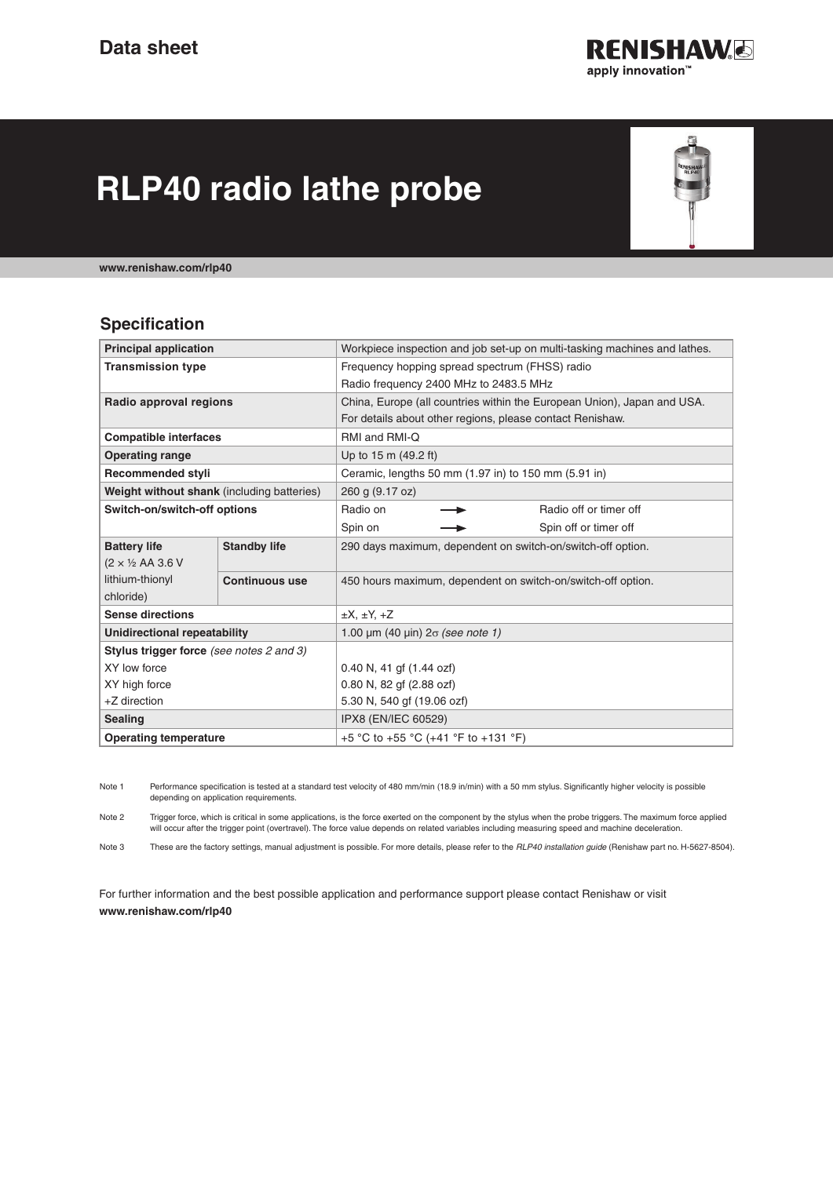Data sheet

# RLP40 radio lathe probe

www.renishaw.com/rlp40

## Specification

| | | |
|---|---|---|
| **Principal application** | | Workpiece inspection and job set-up on multi-tasking machines and lathes. |
| **Transmission type** | | Frequency hopping spread spectrum (FHSS) radio<br>Radio frequency 2400 MHz to 2483.5 MHz |
| **Radio approval regions** | | China, Europe (all countries within the European Union), Japan and USA.<br>For details about other regions, please contact Renishaw. |
| **Compatible interfaces** | | RMI and RMI-Q |
| **Operating range** | | Up to 15 m (49.2 ft) |
| **Recommended styli** | | Ceramic, lengths 50 mm (1.97 in) to 150 mm (5.91 in) |
| **Weight without shank** (including batteries) | | 260 g (9.17 oz) |
| **Switch-on/switch-off options** | | Radio on → Radio off or timer off<br>Spin on → Spin off or timer off |
| **Battery life** (2 × ½ AA 3.6 V lithium-thionyl chloride) | **Standby life** | 290 days maximum, dependent on switch-on/switch-off option. |
| | **Continuous use** | 450 hours maximum, dependent on switch-on/switch-off option. |
| **Sense directions** | | ±X, ±Y, +Z |
| **Unidirectional repeatability** | | 1.00 µm (40 µin) 2σ *(see note 1)* |
| **Stylus trigger force** *(see notes 2 and 3)* | | |
| XY low force | | 0.40 N, 41 gf (1.44 ozf) |
| XY high force | | 0.80 N, 82 gf (2.88 ozf) |
| +Z direction | | 5.30 N, 540 gf (19.06 ozf) |
| **Sealing** | | IPX8 (EN/IEC 60529) |
| **Operating temperature** | | +5 °C to +55 °C (+41 °F to +131 °F) |

Note 1 Performance specification is tested at a standard test velocity of 480 mm/min (18.9 in/min) with a 50 mm stylus. Significantly higher velocity is possible depending on application requirements.

Note 2 Trigger force, which is critical in some applications, is the force exerted on the component by the stylus when the probe triggers. The maximum force applied will occur after the trigger point (overtravel). The force value depends on related variables including measuring speed and machine deceleration.

Note 3 These are the factory settings, manual adjustment is possible. For more details, please refer to the *RLP40 installation guide* (Renishaw part no. H-5627-8504).

For further information and the best possible application and performance support please contact Renishaw or visit **www.renishaw.com/rlp40**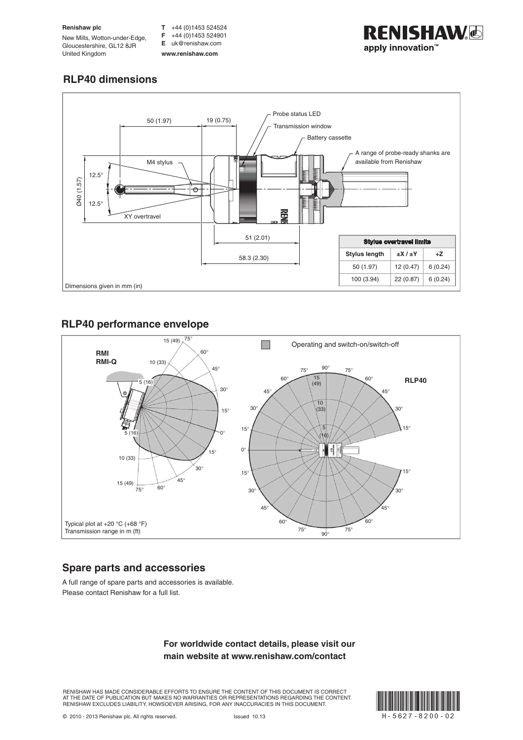Renishaw plc

New Mills, Wotton-under-Edge,
Gloucestershire, GL12 8JR
United Kingdom

T +44 (0)1453 524524
F +44 (0)1453 524901
E uk@renishaw.com
www.renishaw.com

RENISHAW
apply innovation™

## RLP40 dimensions

50 (1.97)
19 (0.75)
Probe status LED
Transmission window
Battery cassette
A range of probe-ready shanks are available from Renishaw
M4 stylus
12.5°
Ø40 (1.57)
12.5°
XY overtravel
51 (2.01)
58.3 (2.30)

| Stylus overtravel limits | | |
|---|---|---|
| Stylus length | ±X / ±Y | +Z |
| 50 (1.97) | 12 (0.47) | 6 (0.24) |
| 100 (3.94) | 22 (0.87) | 6 (0.24) |

Dimensions given in mm (in)

## RLP40 performance envelope

RMI
RMI-Q

Operating and switch-on/switch-off

RLP40

15 (49)
10 (33)
5 (16)
75° 60° 45° 30° 15° 0° 90°

Typical plot at +20 °C (+68 °F)
Transmission range in m (ft)

## Spare parts and accessories

A full range of spare parts and accessories is available.
Please contact Renishaw for a full list.

**For worldwide contact details, please visit our main website at www.renishaw.com/contact**

RENISHAW HAS MADE CONSIDERABLE EFFORTS TO ENSURE THE CONTENT OF THIS DOCUMENT IS CORRECT AT THE DATE OF PUBLICATION BUT MAKES NO WARRANTIES OR REPRESENTATIONS REGARDING THE CONTENT. RENISHAW EXCLUDES LIABILITY, HOWSOEVER ARISING, FOR ANY INACCURACIES IN THIS DOCUMENT.

© 2010 - 2013 Renishaw plc. All rights reserved.

Issued 10.13

H-5627-8200-02